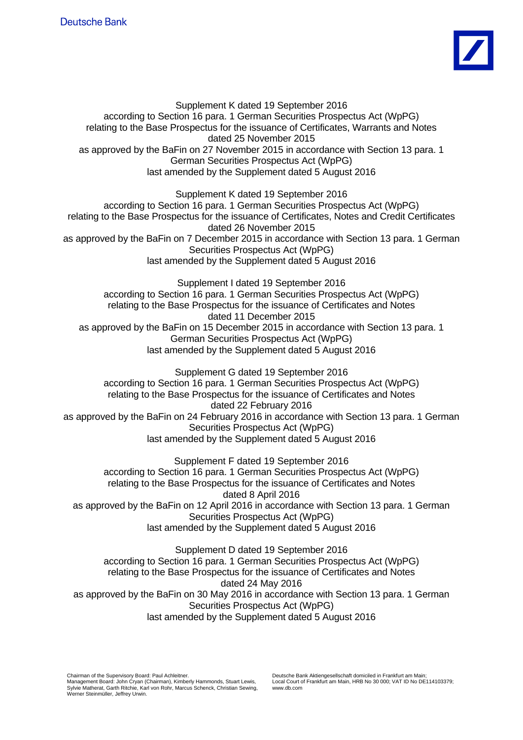Deutsche Bank

Supplement K dated 19 September 2016
according to Section 16 para. 1 German Securities Prospectus Act (WpPG)
relating to the Base Prospectus for the issuance of Certificates, Warrants and Notes
dated 25 November 2015
as approved by the BaFin on 27 November 2015 in accordance with Section 13 para. 1
German Securities Prospectus Act (WpPG)
last amended by the Supplement dated 5 August 2016

Supplement K dated 19 September 2016
according to Section 16 para. 1 German Securities Prospectus Act (WpPG)
relating to the Base Prospectus for the issuance of Certificates, Notes and Credit Certificates
dated 26 November 2015
as approved by the BaFin on 7 December 2015 in accordance with Section 13 para. 1 German
Securities Prospectus Act (WpPG)
last amended by the Supplement dated 5 August 2016

Supplement I dated 19 September 2016
according to Section 16 para. 1 German Securities Prospectus Act (WpPG)
relating to the Base Prospectus for the issuance of Certificates and Notes
dated 11 December 2015
as approved by the BaFin on 15 December 2015 in accordance with Section 13 para. 1
German Securities Prospectus Act (WpPG)
last amended by the Supplement dated 5 August 2016

Supplement G dated 19 September 2016
according to Section 16 para. 1 German Securities Prospectus Act (WpPG)
relating to the Base Prospectus for the issuance of Certificates and Notes
dated 22 February 2016
as approved by the BaFin on 24 February 2016 in accordance with Section 13 para. 1 German
Securities Prospectus Act (WpPG)
last amended by the Supplement dated 5 August 2016

Supplement F dated 19 September 2016
according to Section 16 para. 1 German Securities Prospectus Act (WpPG)
relating to the Base Prospectus for the issuance of Certificates and Notes
dated 8 April 2016
as approved by the BaFin on 12 April 2016 in accordance with Section 13 para. 1 German
Securities Prospectus Act (WpPG)
last amended by the Supplement dated 5 August 2016

Supplement D dated 19 September 2016
according to Section 16 para. 1 German Securities Prospectus Act (WpPG)
relating to the Base Prospectus for the issuance of Certificates and Notes
dated 24 May 2016
as approved by the BaFin on 30 May 2016 in accordance with Section 13 para. 1 German
Securities Prospectus Act (WpPG)
last amended by the Supplement dated 5 August 2016

Chairman of the Supervisory Board: Paul Achleitner.
Management Board: John Cryan (Chairman), Kimberly Hammonds, Stuart Lewis, Sylvie Matherat, Garth Ritchie, Karl von Rohr, Marcus Schenck, Christian Sewing, Werner Steinmüller, Jeffrey Urwin.

Deutsche Bank Aktiengesellschaft domiciled in Frankfurt am Main;
Local Court of Frankfurt am Main, HRB No 30 000; VAT ID No DE114103379;
www.db.com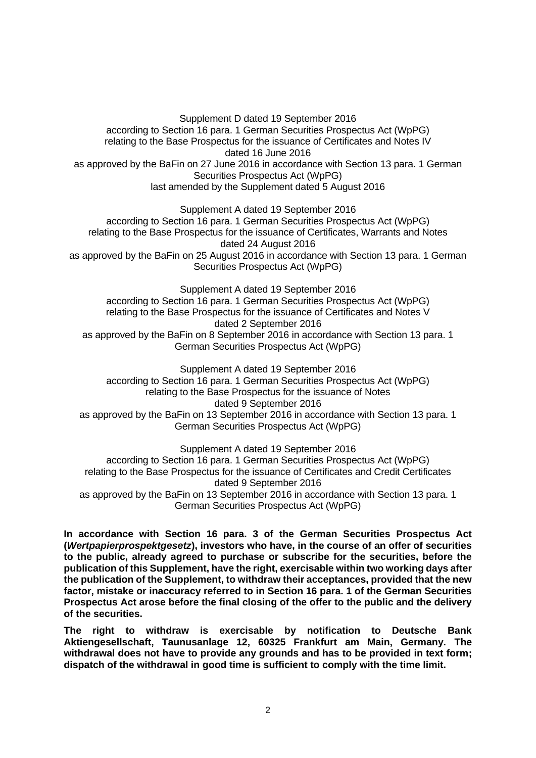Supplement D dated 19 September 2016
according to Section 16 para. 1 German Securities Prospectus Act (WpPG)
relating to the Base Prospectus for the issuance of Certificates and Notes IV
dated 16 June 2016
as approved by the BaFin on 27 June 2016 in accordance with Section 13 para. 1 German Securities Prospectus Act (WpPG)
last amended by the Supplement dated 5 August 2016

Supplement A dated 19 September 2016
according to Section 16 para. 1 German Securities Prospectus Act (WpPG)
relating to the Base Prospectus for the issuance of Certificates, Warrants and Notes
dated 24 August 2016
as approved by the BaFin on 25 August 2016 in accordance with Section 13 para. 1 German Securities Prospectus Act (WpPG)

Supplement A dated 19 September 2016
according to Section 16 para. 1 German Securities Prospectus Act (WpPG)
relating to the Base Prospectus for the issuance of Certificates and Notes V
dated 2 September 2016
as approved by the BaFin on 8 September 2016 in accordance with Section 13 para. 1 German Securities Prospectus Act (WpPG)

Supplement A dated 19 September 2016
according to Section 16 para. 1 German Securities Prospectus Act (WpPG)
relating to the Base Prospectus for the issuance of Notes
dated 9 September 2016
as approved by the BaFin on 13 September 2016 in accordance with Section 13 para. 1 German Securities Prospectus Act (WpPG)

Supplement A dated 19 September 2016
according to Section 16 para. 1 German Securities Prospectus Act (WpPG)
relating to the Base Prospectus for the issuance of Certificates and Credit Certificates
dated 9 September 2016
as approved by the BaFin on 13 September 2016 in accordance with Section 13 para. 1 German Securities Prospectus Act (WpPG)

**In accordance with Section 16 para. 3 of the German Securities Prospectus Act (*Wertpapierprospektgesetz*), investors who have, in the course of an offer of securities to the public, already agreed to purchase or subscribe for the securities, before the publication of this Supplement, have the right, exercisable within two working days after the publication of the Supplement, to withdraw their acceptances, provided that the new factor, mistake or inaccuracy referred to in Section 16 para. 1 of the German Securities Prospectus Act arose before the final closing of the offer to the public and the delivery of the securities.**

**The right to withdraw is exercisable by notification to Deutsche Bank Aktiengesellschaft, Taunusanlage 12, 60325 Frankfurt am Main, Germany. The withdrawal does not have to provide any grounds and has to be provided in text form; dispatch of the withdrawal in good time is sufficient to comply with the time limit.**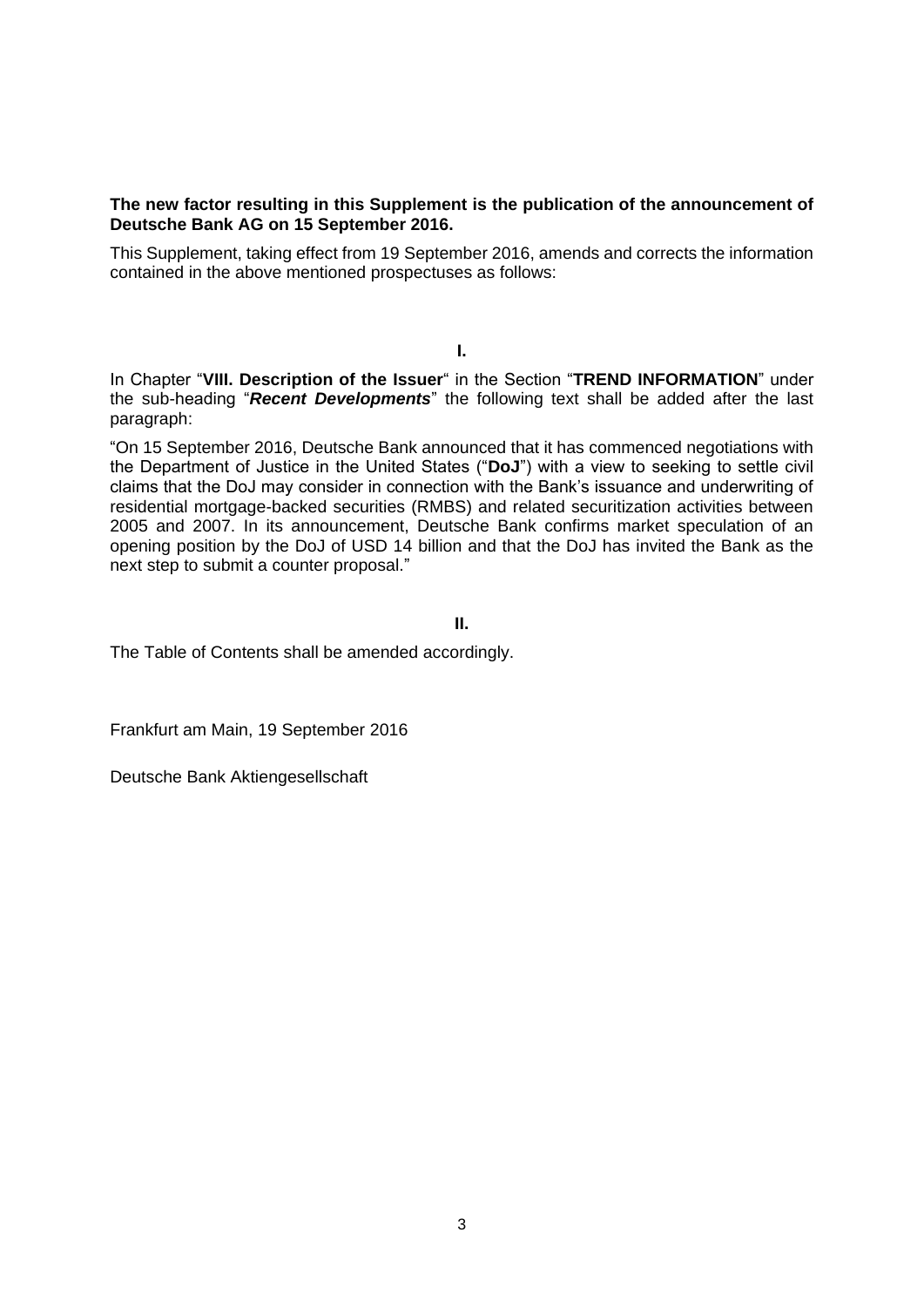**The new factor resulting in this Supplement is the publication of the announcement of Deutsche Bank AG on 15 September 2016.**

This Supplement, taking effect from 19 September 2016, amends and corrects the information contained in the above mentioned prospectuses as follows:

**I.**

In Chapter "**VIII. Description of the Issuer**" in the Section "**TREND INFORMATION**" under the sub-heading "***Recent Developments***" the following text shall be added after the last paragraph:

"On 15 September 2016, Deutsche Bank announced that it has commenced negotiations with the Department of Justice in the United States ("**DoJ**") with a view to seeking to settle civil claims that the DoJ may consider in connection with the Bank's issuance and underwriting of residential mortgage-backed securities (RMBS) and related securitization activities between 2005 and 2007. In its announcement, Deutsche Bank confirms market speculation of an opening position by the DoJ of USD 14 billion and that the DoJ has invited the Bank as the next step to submit a counter proposal."

**II.**

The Table of Contents shall be amended accordingly.

Frankfurt am Main, 19 September 2016

Deutsche Bank Aktiengesellschaft